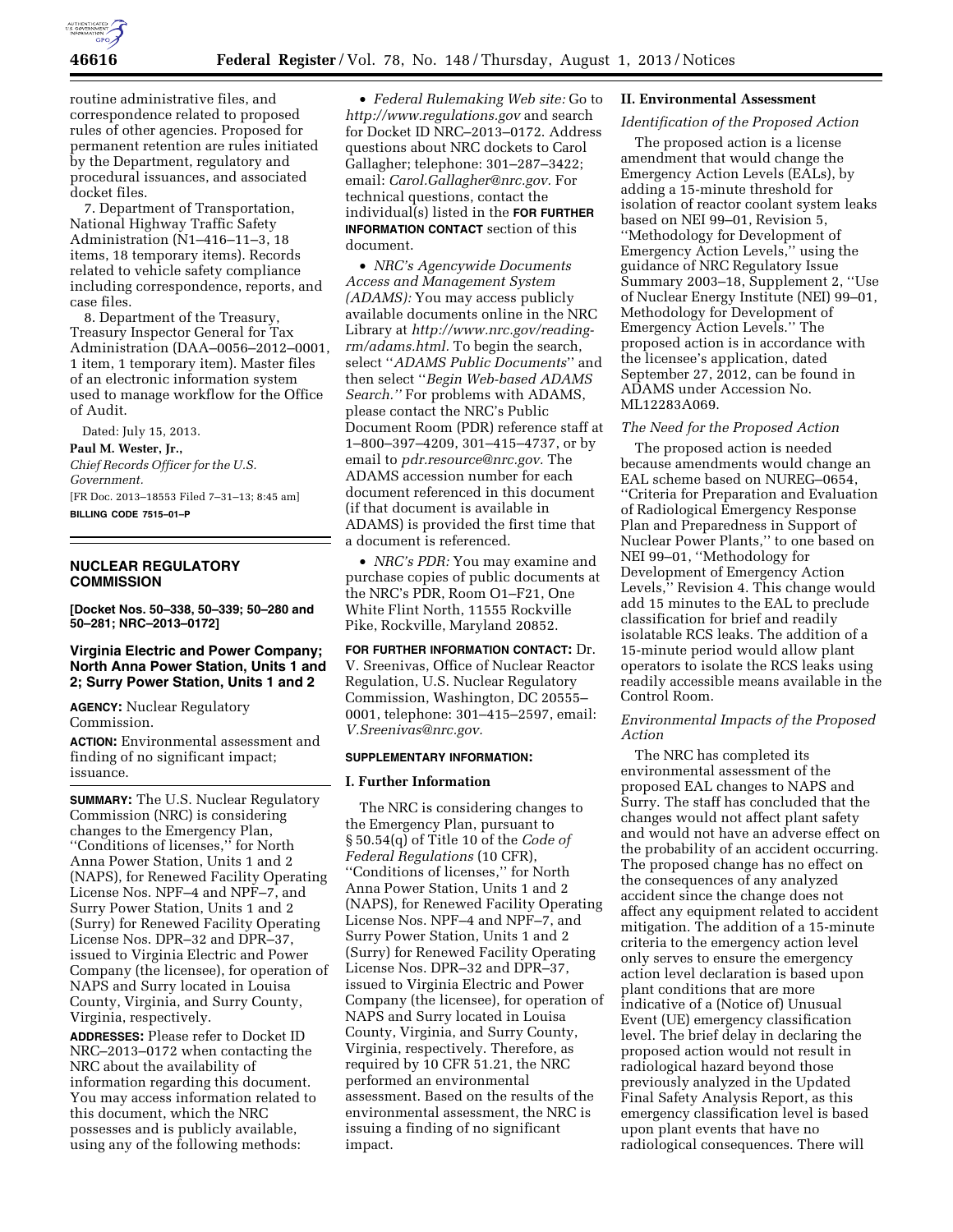routine administrative files, and correspondence related to proposed rules of other agencies. Proposed for permanent retention are rules initiated by the Department, regulatory and procedural issuances, and associated docket files.

7. Department of Transportation, National Highway Traffic Safety Administration (N1–416–11–3, 18 items, 18 temporary items). Records related to vehicle safety compliance including correspondence, reports, and case files.

8. Department of the Treasury, Treasury Inspector General for Tax Administration (DAA–0056–2012–0001, 1 item, 1 temporary item). Master files of an electronic information system used to manage workflow for the Office of Audit.

Dated: July 15, 2013.

**Paul M. Wester, Jr.,**

*Chief Records Officer for the U.S. Government.*

[FR Doc. 2013–18553 Filed 7–31–13; 8:45 am]

**BILLING CODE 7515–01–P**

---

## NUCLEAR REGULATORY COMMISSION

**[Docket Nos. 50–338, 50–339; 50–280 and 50–281; NRC–2013–0172]**

### Virginia Electric and Power Company; North Anna Power Station, Units 1 and 2; Surry Power Station, Units 1 and 2

**AGENCY:** Nuclear Regulatory Commission.

**ACTION:** Environmental assessment and finding of no significant impact; issuance.

**SUMMARY:** The U.S. Nuclear Regulatory Commission (NRC) is considering changes to the Emergency Plan, ''Conditions of licenses,'' for North Anna Power Station, Units 1 and 2 (NAPS), for Renewed Facility Operating License Nos. NPF–4 and NPF–7, and Surry Power Station, Units 1 and 2 (Surry) for Renewed Facility Operating License Nos. DPR–32 and DPR–37, issued to Virginia Electric and Power Company (the licensee), for operation of NAPS and Surry located in Louisa County, Virginia, and Surry County, Virginia, respectively.

**ADDRESSES:** Please refer to Docket ID NRC–2013–0172 when contacting the NRC about the availability of information regarding this document. You may access information related to this document, which the NRC possesses and is publicly available, using any of the following methods:

- *Federal Rulemaking Web site:* Go to *http://www.regulations.gov* and search for Docket ID NRC–2013–0172. Address questions about NRC dockets to Carol Gallagher; telephone: 301–287–3422; email: *Carol.Gallagher@nrc.gov.* For technical questions, contact the individual(s) listed in the **FOR FURTHER INFORMATION CONTACT** section of this document.
- *NRC's Agencywide Documents Access and Management System (ADAMS):* You may access publicly available documents online in the NRC Library at *http://www.nrc.gov/reading-rm/adams.html.* To begin the search, select ''*ADAMS Public Documents*'' and then select ''*Begin Web-based ADAMS Search.''* For problems with ADAMS, please contact the NRC's Public Document Room (PDR) reference staff at 1–800–397–4209, 301–415–4737, or by email to *pdr.resource@nrc.gov.* The ADAMS accession number for each document referenced in this document (if that document is available in ADAMS) is provided the first time that a document is referenced.
- *NRC's PDR:* You may examine and purchase copies of public documents at the NRC's PDR, Room O1–F21, One White Flint North, 11555 Rockville Pike, Rockville, Maryland 20852.

**FOR FURTHER INFORMATION CONTACT:** Dr. V. Sreenivas, Office of Nuclear Reactor Regulation, U.S. Nuclear Regulatory Commission, Washington, DC 20555–0001, telephone: 301–415–2597, email: *V.Sreenivas@nrc.gov.*

**SUPPLEMENTARY INFORMATION:**

#### I. Further Information

The NRC is considering changes to the Emergency Plan, pursuant to § 50.54(q) of Title 10 of the *Code of Federal Regulations* (10 CFR), ''Conditions of licenses,'' for North Anna Power Station, Units 1 and 2 (NAPS), for Renewed Facility Operating License Nos. NPF–4 and NPF–7, and Surry Power Station, Units 1 and 2 (Surry) for Renewed Facility Operating License Nos. DPR–32 and DPR–37, issued to Virginia Electric and Power Company (the licensee), for operation of NAPS and Surry located in Louisa County, Virginia, and Surry County, Virginia, respectively. Therefore, as required by 10 CFR 51.21, the NRC performed an environmental assessment. Based on the results of the environmental assessment, the NRC is issuing a finding of no significant impact.

#### II. Environmental Assessment

*Identification of the Proposed Action*

The proposed action is a license amendment that would change the Emergency Action Levels (EALs), by adding a 15-minute threshold for isolation of reactor coolant system leaks based on NEI 99–01, Revision 5, ''Methodology for Development of Emergency Action Levels,'' using the guidance of NRC Regulatory Issue Summary 2003–18, Supplement 2, ''Use of Nuclear Energy Institute (NEI) 99–01, Methodology for Development of Emergency Action Levels.'' The proposed action is in accordance with the licensee's application, dated September 27, 2012, can be found in ADAMS under Accession No. ML12283A069.

*The Need for the Proposed Action*

The proposed action is needed because amendments would change an EAL scheme based on NUREG–0654, ''Criteria for Preparation and Evaluation of Radiological Emergency Response Plan and Preparedness in Support of Nuclear Power Plants,'' to one based on NEI 99–01, ''Methodology for Development of Emergency Action Levels,'' Revision 4. This change would add 15 minutes to the EAL to preclude classification for brief and readily isolatable RCS leaks. The addition of a 15-minute period would allow plant operators to isolate the RCS leaks using readily accessible means available in the Control Room.

*Environmental Impacts of the Proposed Action*

The NRC has completed its environmental assessment of the proposed EAL changes to NAPS and Surry. The staff has concluded that the changes would not affect plant safety and would not have an adverse effect on the probability of an accident occurring. The proposed change has no effect on the consequences of any analyzed accident since the change does not affect any equipment related to accident mitigation. The addition of a 15-minute criteria to the emergency action level only serves to ensure the emergency action level declaration is based upon plant conditions that are more indicative of a (Notice of) Unusual Event (UE) emergency classification level. The brief delay in declaring the proposed action would not result in radiological hazard beyond those previously analyzed in the Updated Final Safety Analysis Report, as this emergency classification level is based upon plant events that have no radiological consequences. There will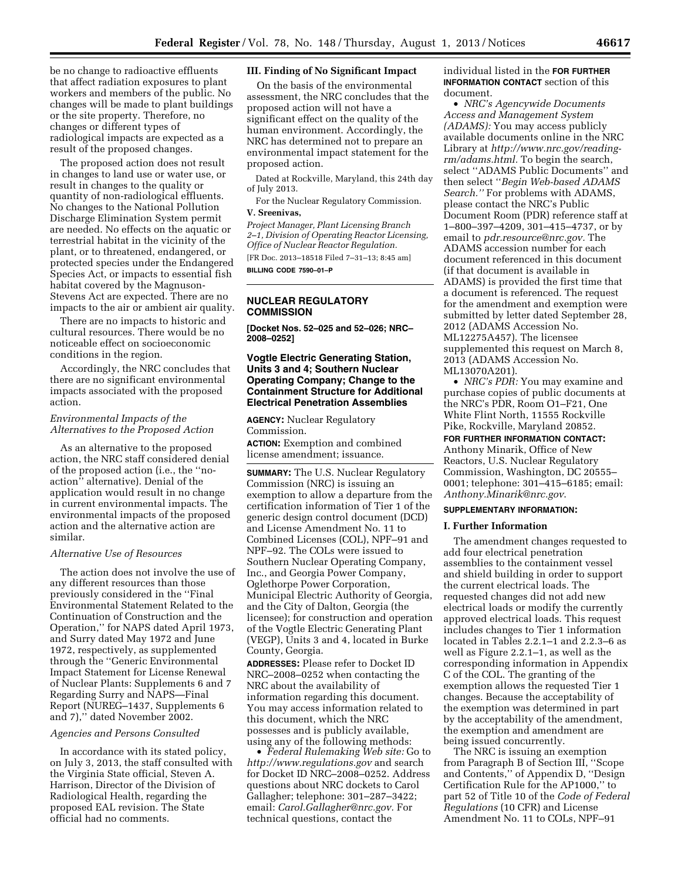be no change to radioactive effluents that affect radiation exposures to plant workers and members of the public. No changes will be made to plant buildings or the site property. Therefore, no changes or different types of radiological impacts are expected as a result of the proposed changes.

The proposed action does not result in changes to land use or water use, or result in changes to the quality or quantity of non-radiological effluents. No changes to the National Pollution Discharge Elimination System permit are needed. No effects on the aquatic or terrestrial habitat in the vicinity of the plant, or to threatened, endangered, or protected species under the Endangered Species Act, or impacts to essential fish habitat covered by the Magnuson-Stevens Act are expected. There are no impacts to the air or ambient air quality.

There are no impacts to historic and cultural resources. There would be no noticeable effect on socioeconomic conditions in the region.

Accordingly, the NRC concludes that there are no significant environmental impacts associated with the proposed action.

### *Environmental Impacts of the Alternatives to the Proposed Action*

As an alternative to the proposed action, the NRC staff considered denial of the proposed action (i.e., the ''no-action'' alternative). Denial of the application would result in no change in current environmental impacts. The environmental impacts of the proposed action and the alternative action are similar.

### *Alternative Use of Resources*

The action does not involve the use of any different resources than those previously considered in the ''Final Environmental Statement Related to the Continuation of Construction and the Operation,'' for NAPS dated April 1973, and Surry dated May 1972 and June 1972, respectively, as supplemented through the ''Generic Environmental Impact Statement for License Renewal of Nuclear Plants: Supplements 6 and 7 Regarding Surry and NAPS—Final Report (NUREG–1437, Supplements 6 and 7),'' dated November 2002.

### *Agencies and Persons Consulted*

In accordance with its stated policy, on July 3, 2013, the staff consulted with the Virginia State official, Steven A. Harrison, Director of the Division of Radiological Health, regarding the proposed EAL revision. The State official had no comments.

## III. Finding of No Significant Impact

On the basis of the environmental assessment, the NRC concludes that the proposed action will not have a significant effect on the quality of the human environment. Accordingly, the NRC has determined not to prepare an environmental impact statement for the proposed action.

Dated at Rockville, Maryland, this 24th day of July 2013.

For the Nuclear Regulatory Commission.

**V. Sreenivas,**

*Project Manager, Plant Licensing Branch 2–1, Division of Operating Reactor Licensing, Office of Nuclear Reactor Regulation.*

[FR Doc. 2013–18518 Filed 7–31–13; 8:45 am]

**BILLING CODE 7590–01–P**

---

# NUCLEAR REGULATORY COMMISSION

**[Docket Nos. 52–025 and 52–026; NRC–2008–0252]**

## Vogtle Electric Generating Station, Units 3 and 4; Southern Nuclear Operating Company; Change to the Containment Structure for Additional Electrical Penetration Assemblies

**AGENCY:** Nuclear Regulatory Commission.

**ACTION:** Exemption and combined license amendment; issuance.

**SUMMARY:** The U.S. Nuclear Regulatory Commission (NRC) is issuing an exemption to allow a departure from the certification information of Tier 1 of the generic design control document (DCD) and License Amendment No. 11 to Combined Licenses (COL), NPF–91 and NPF–92. The COLs were issued to Southern Nuclear Operating Company, Inc., and Georgia Power Company, Oglethorpe Power Corporation, Municipal Electric Authority of Georgia, and the City of Dalton, Georgia (the licensee); for construction and operation of the Vogtle Electric Generating Plant (VEGP), Units 3 and 4, located in Burke County, Georgia.

**ADDRESSES:** Please refer to Docket ID NRC–2008–0252 when contacting the NRC about the availability of information regarding this document. You may access information related to this document, which the NRC possesses and is publicly available, using any of the following methods:

- *Federal Rulemaking Web site:* Go to *http://www.regulations.gov* and search for Docket ID NRC–2008–0252. Address questions about NRC dockets to Carol Gallagher; telephone: 301–287–3422; email: *Carol.Gallagher@nrc.gov.* For technical questions, contact the individual listed in the **FOR FURTHER INFORMATION CONTACT** section of this document.
- *NRC's Agencywide Documents Access and Management System (ADAMS):* You may access publicly available documents online in the NRC Library at *http://www.nrc.gov/reading-rm/adams.html.* To begin the search, select ''ADAMS Public Documents'' and then select ''*Begin Web-based ADAMS Search.''* For problems with ADAMS, please contact the NRC's Public Document Room (PDR) reference staff at 1–800–397–4209, 301–415–4737, or by email to *pdr.resource@nrc.gov.* The ADAMS accession number for each document referenced in this document (if that document is available in ADAMS) is provided the first time that a document is referenced. The request for the amendment and exemption were submitted by letter dated September 28, 2012 (ADAMS Accession No. ML12275A457). The licensee supplemented this request on March 8, 2013 (ADAMS Accession No. ML13070A201).
- *NRC's PDR:* You may examine and purchase copies of public documents at the NRC's PDR, Room O1–F21, One White Flint North, 11555 Rockville Pike, Rockville, Maryland 20852.

**FOR FURTHER INFORMATION CONTACT:** Anthony Minarik, Office of New Reactors, U.S. Nuclear Regulatory Commission, Washington, DC 20555–0001; telephone: 301–415–6185; email: *Anthony.Minarik@nrc.gov*.

**SUPPLEMENTARY INFORMATION:**

## I. Further Information

The amendment changes requested to add four electrical penetration assemblies to the containment vessel and shield building in order to support the current electrical loads. The requested changes did not add new electrical loads or modify the currently approved electrical loads. This request includes changes to Tier 1 information located in Tables 2.2.1–1 and 2.2.3–6 as well as Figure 2.2.1–1, as well as the corresponding information in Appendix C of the COL. The granting of the exemption allows the requested Tier 1 changes. Because the acceptability of the exemption was determined in part by the acceptability of the amendment, the exemption and amendment are being issued concurrently.

The NRC is issuing an exemption from Paragraph B of Section III, ''Scope and Contents,'' of Appendix D, ''Design Certification Rule for the AP1000,'' to part 52 of Title 10 of the *Code of Federal Regulations* (10 CFR) and License Amendment No. 11 to COLs, NPF–91